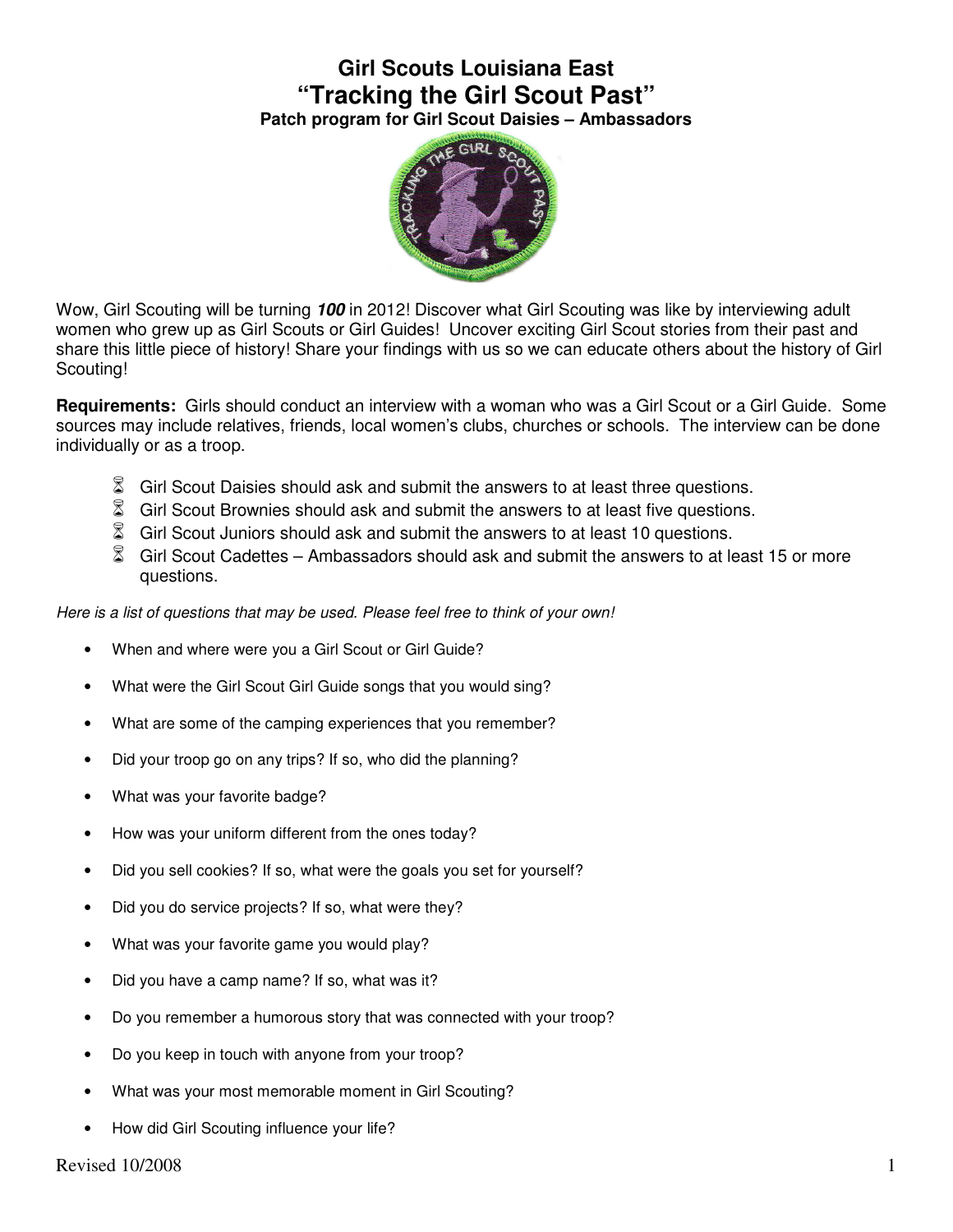# Girl Scouts Louisiana East

## "Tracking the Girl Scout Past"

**Patch program for Girl Scout Daisies – Ambassadors**

Wow, Girl Scouting will be turning ***100*** in 2012! Discover what Girl Scouting was like by interviewing adult women who grew up as Girl Scouts or Girl Guides! Uncover exciting Girl Scout stories from their past and share this little piece of history! Share your findings with us so we can educate others about the history of Girl Scouting!

**Requirements:** Girls should conduct an interview with a woman who was a Girl Scout or a Girl Guide. Some sources may include relatives, friends, local women's clubs, churches or schools. The interview can be done individually or as a troop.

- Girl Scout Daisies should ask and submit the answers to at least three questions.
- Girl Scout Brownies should ask and submit the answers to at least five questions.
- Girl Scout Juniors should ask and submit the answers to at least 10 questions.
- Girl Scout Cadettes – Ambassadors should ask and submit the answers to at least 15 or more questions.

*Here is a list of questions that may be used. Please feel free to think of your own!*

- When and where were you a Girl Scout or Girl Guide?
- What were the Girl Scout Girl Guide songs that you would sing?
- What are some of the camping experiences that you remember?
- Did your troop go on any trips? If so, who did the planning?
- What was your favorite badge?
- How was your uniform different from the ones today?
- Did you sell cookies? If so, what were the goals you set for yourself?
- Did you do service projects? If so, what were they?
- What was your favorite game you would play?
- Did you have a camp name? If so, what was it?
- Do you remember a humorous story that was connected with your troop?
- Do you keep in touch with anyone from your troop?
- What was your most memorable moment in Girl Scouting?
- How did Girl Scouting influence your life?

Revised 10/2008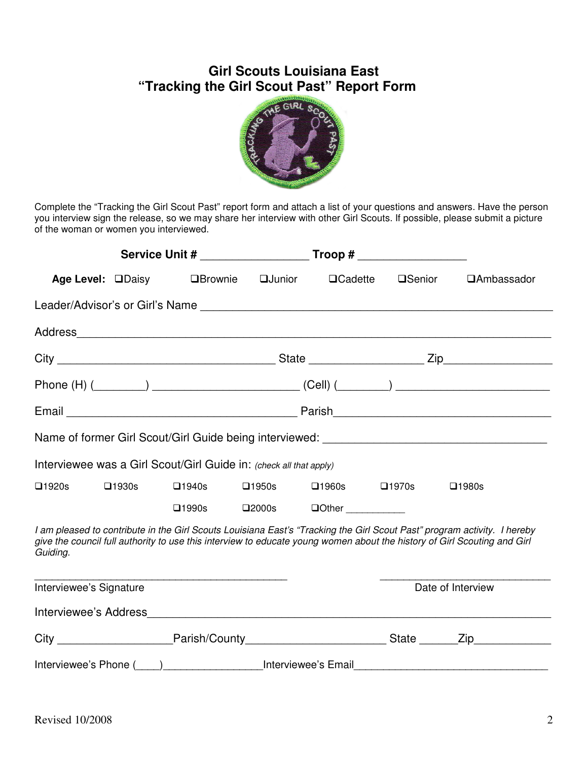# Girl Scouts Louisiana East
# "Tracking the Girl Scout Past" Report Form

Complete the "Tracking the Girl Scout Past" report form and attach a list of your questions and answers. Have the person you interview sign the release, so we may share her interview with other Girl Scouts. If possible, please submit a picture of the woman or women you interviewed.

**Service Unit #** _________________ **Troop #** _________________

**Age Level:** ❑Daisy ❑Brownie ❑Junior ❑Cadette ❑Senior ❑Ambassador

Leader/Advisor's or Girl's Name ________________________________________________________

Address_________________________________________________________________________

City ___________________________________ State __________________ Zip_________________

Phone (H) (________) ________________________ (Cell) (________) ________________________

Email ______________________________________ Parish___________________________________

Name of former Girl Scout/Girl Guide being interviewed: ___________________________________

Interviewee was a Girl Scout/Girl Guide in: *(check all that apply)*

❑1920s ❑1930s ❑1940s ❑1950s ❑1960s ❑1970s ❑1980s

❑1990s ❑2000s ❑Other ___________

*I am pleased to contribute in the Girl Scouts Louisiana East's "Tracking the Girl Scout Past" program activity. I hereby give the council full authority to use this interview to educate young women about the history of Girl Scouting and Girl Guiding.*

_____________________________________________ ______________________________

Interviewee's Signature Date of Interview

Interviewee's Address_________________________________________________________________

City __________________Parish/County______________________ State ______Zip____________

Interviewee's Phone (____)________________Interviewee's Email________________________________

Revised 10/2008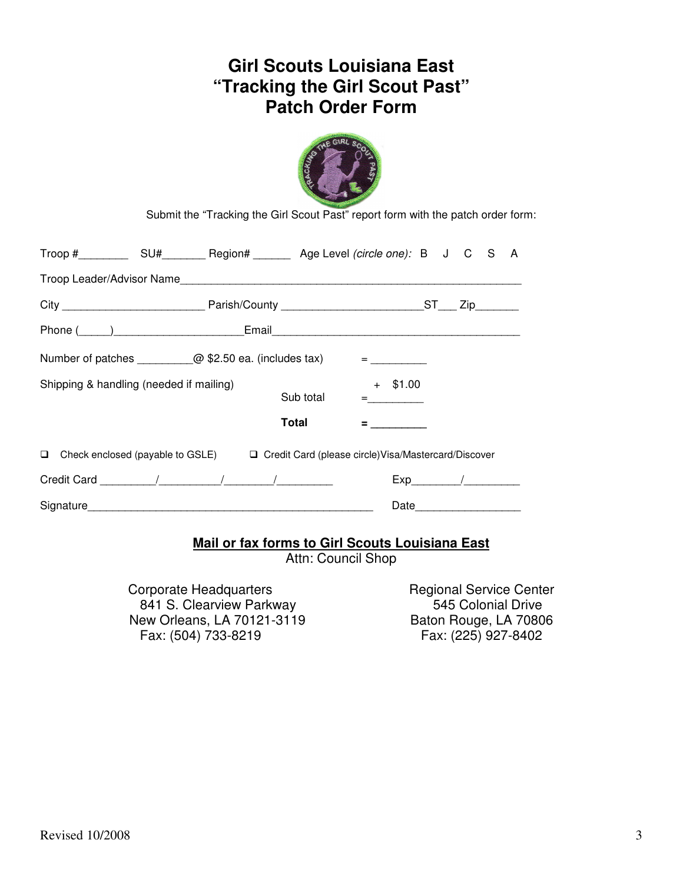# Girl Scouts Louisiana East
# "Tracking the Girl Scout Past"
# Patch Order Form

Submit the "Tracking the Girl Scout Past" report form with the patch order form:

Troop #________ SU#_______ Region# ______ Age Level *(circle one)*: B J C S A

Troop Leader/Advisor Name_____________________________________________________________

City _______________________ Parish/County _______________________ST___ Zip_______

Phone (_____)_____________________Email________________________________________

Number of patches _________@ $2.50 ea. (includes tax) = _________

Shipping & handling (needed if mailing) + $1.00

Sub total =_________

**Total = _________**

❑ Check enclosed (payable to GSLE) ❑ Credit Card (please circle) Visa/Mastercard/Discover

Credit Card _________/__________/________/_________ Exp________/_________

Signature_______________________________________________ Date_________________

**Mail or fax forms to Girl Scouts Louisiana East**

Attn: Council Shop

Corporate Headquarters
841 S. Clearview Parkway
New Orleans, LA 70121-3119
Fax: (504) 733-8219

Regional Service Center
545 Colonial Drive
Baton Rouge, LA 70806
Fax: (225) 927-8402

Revised 10/2008